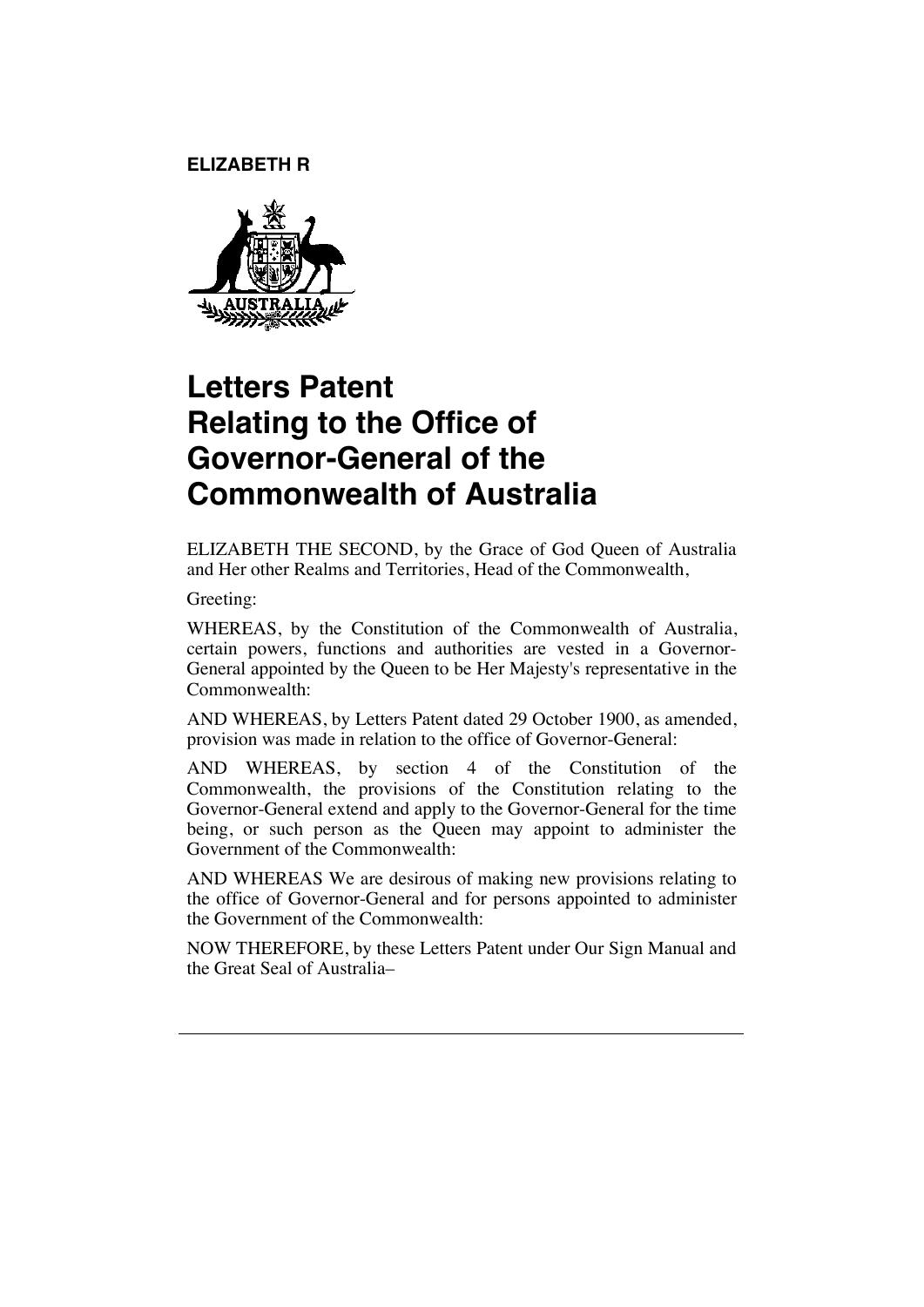**ELIZABETH R**

# Letters Patent Relating to the Office of Governor-General of the Commonwealth of Australia

ELIZABETH THE SECOND, by the Grace of God Queen of Australia and Her other Realms and Territories, Head of the Commonwealth,

Greeting:

WHEREAS, by the Constitution of the Commonwealth of Australia, certain powers, functions and authorities are vested in a Governor-General appointed by the Queen to be Her Majesty's representative in the Commonwealth:

AND WHEREAS, by Letters Patent dated 29 October 1900, as amended, provision was made in relation to the office of Governor-General:

AND WHEREAS, by section 4 of the Constitution of the Commonwealth, the provisions of the Constitution relating to the Governor-General extend and apply to the Governor-General for the time being, or such person as the Queen may appoint to administer the Government of the Commonwealth:

AND WHEREAS We are desirous of making new provisions relating to the office of Governor-General and for persons appointed to administer the Government of the Commonwealth:

NOW THEREFORE, by these Letters Patent under Our Sign Manual and the Great Seal of Australia–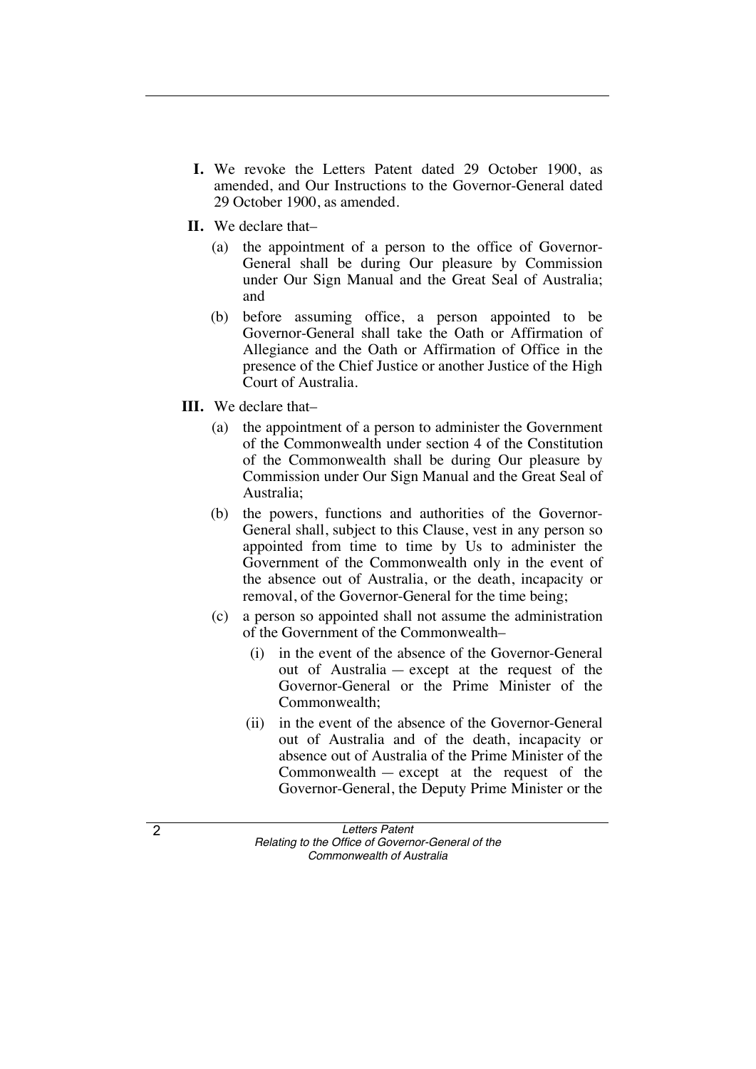**I.** We revoke the Letters Patent dated 29 October 1900, as amended, and Our Instructions to the Governor-General dated 29 October 1900, as amended.

**II.** We declare that–

(a) the appointment of a person to the office of Governor-General shall be during Our pleasure by Commission under Our Sign Manual and the Great Seal of Australia; and

(b) before assuming office, a person appointed to be Governor-General shall take the Oath or Affirmation of Allegiance and the Oath or Affirmation of Office in the presence of the Chief Justice or another Justice of the High Court of Australia.

**III.** We declare that–

(a) the appointment of a person to administer the Government of the Commonwealth under section 4 of the Constitution of the Commonwealth shall be during Our pleasure by Commission under Our Sign Manual and the Great Seal of Australia;

(b) the powers, functions and authorities of the Governor-General shall, subject to this Clause, vest in any person so appointed from time to time by Us to administer the Government of the Commonwealth only in the event of the absence out of Australia, or the death, incapacity or removal, of the Governor-General for the time being;

(c) a person so appointed shall not assume the administration of the Government of the Commonwealth–

(i) in the event of the absence of the Governor-General out of Australia — except at the request of the Governor-General or the Prime Minister of the Commonwealth;

(ii) in the event of the absence of the Governor-General out of Australia and of the death, incapacity or absence out of Australia of the Prime Minister of the Commonwealth — except at the request of the Governor-General, the Deputy Prime Minister or the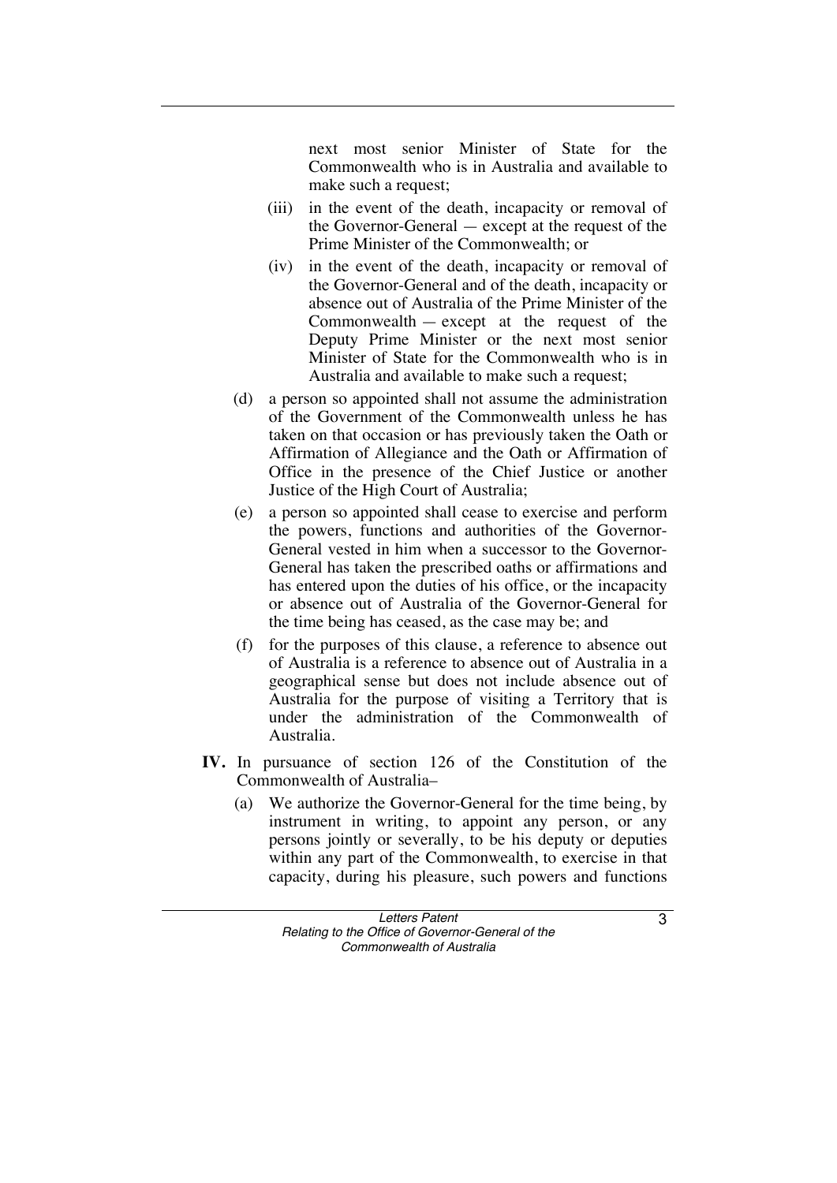next most senior Minister of State for the Commonwealth who is in Australia and available to make such a request;

- (iii) in the event of the death, incapacity or removal of the Governor-General — except at the request of the Prime Minister of the Commonwealth; or
- (iv) in the event of the death, incapacity or removal of the Governor-General and of the death, incapacity or absence out of Australia of the Prime Minister of the Commonwealth — except at the request of the Deputy Prime Minister or the next most senior Minister of State for the Commonwealth who is in Australia and available to make such a request;

- (d) a person so appointed shall not assume the administration of the Government of the Commonwealth unless he has taken on that occasion or has previously taken the Oath or Affirmation of Allegiance and the Oath or Affirmation of Office in the presence of the Chief Justice or another Justice of the High Court of Australia;
- (e) a person so appointed shall cease to exercise and perform the powers, functions and authorities of the Governor-General vested in him when a successor to the Governor-General has taken the prescribed oaths or affirmations and has entered upon the duties of his office, or the incapacity or absence out of Australia of the Governor-General for the time being has ceased, as the case may be; and
- (f) for the purposes of this clause, a reference to absence out of Australia is a reference to absence out of Australia in a geographical sense but does not include absence out of Australia for the purpose of visiting a Territory that is under the administration of the Commonwealth of Australia.

**IV.** In pursuance of section 126 of the Constitution of the Commonwealth of Australia–

- (a) We authorize the Governor-General for the time being, by instrument in writing, to appoint any person, or any persons jointly or severally, to be his deputy or deputies within any part of the Commonwealth, to exercise in that capacity, during his pleasure, such powers and functions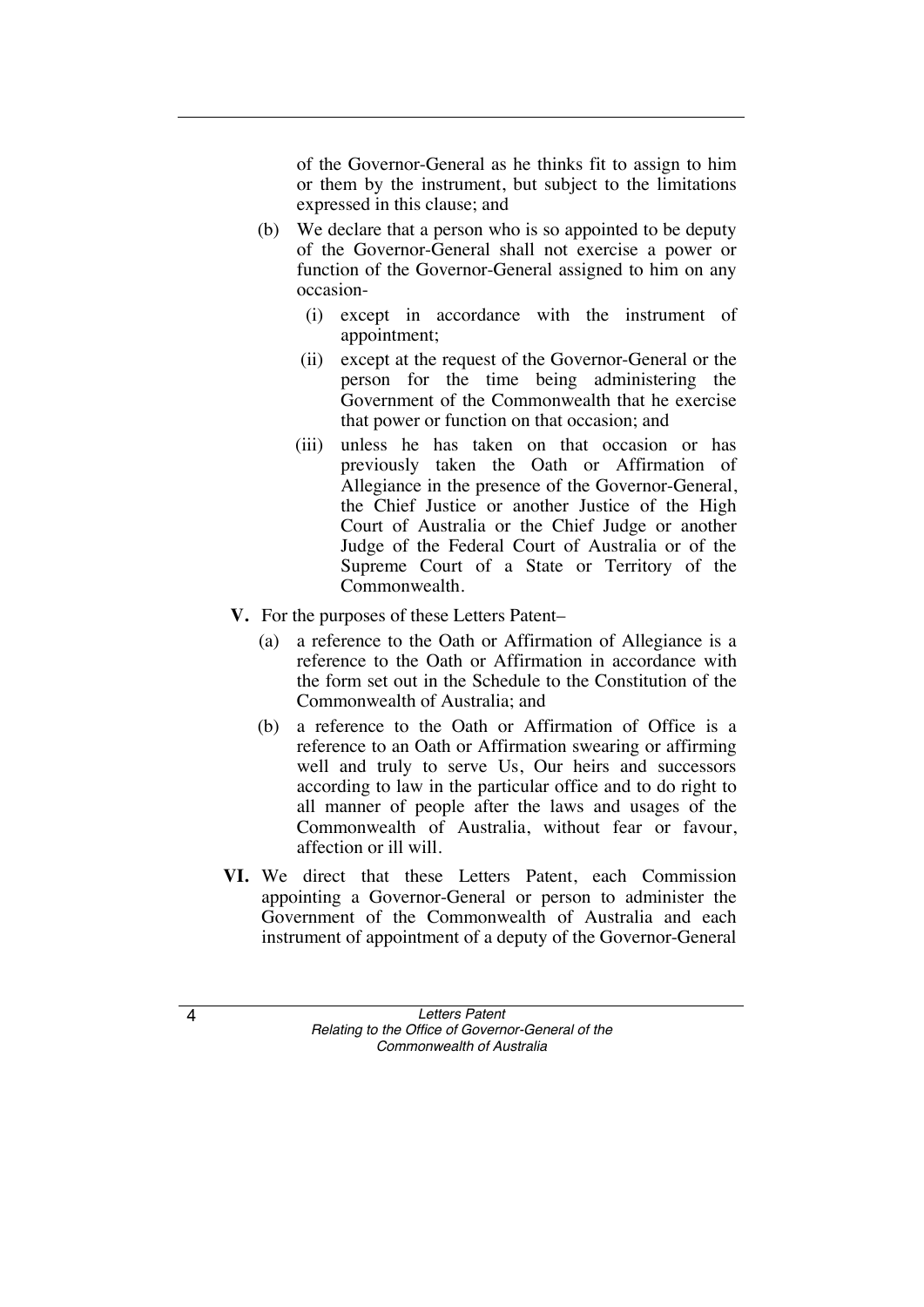of the Governor-General as he thinks fit to assign to him or them by the instrument, but subject to the limitations expressed in this clause; and

(b) We declare that a person who is so appointed to be deputy of the Governor-General shall not exercise a power or function of the Governor-General assigned to him on any occasion-

  (i) except in accordance with the instrument of appointment;

  (ii) except at the request of the Governor-General or the person for the time being administering the Government of the Commonwealth that he exercise that power or function on that occasion; and

  (iii) unless he has taken on that occasion or has previously taken the Oath or Affirmation of Allegiance in the presence of the Governor-General, the Chief Justice or another Justice of the High Court of Australia or the Chief Judge or another Judge of the Federal Court of Australia or of the Supreme Court of a State or Territory of the Commonwealth.

**V.** For the purposes of these Letters Patent–

(a) a reference to the Oath or Affirmation of Allegiance is a reference to the Oath or Affirmation in accordance with the form set out in the Schedule to the Constitution of the Commonwealth of Australia; and

(b) a reference to the Oath or Affirmation of Office is a reference to an Oath or Affirmation swearing or affirming well and truly to serve Us, Our heirs and successors according to law in the particular office and to do right to all manner of people after the laws and usages of the Commonwealth of Australia, without fear or favour, affection or ill will.

**VI.** We direct that these Letters Patent, each Commission appointing a Governor-General or person to administer the Government of the Commonwealth of Australia and each instrument of appointment of a deputy of the Governor-General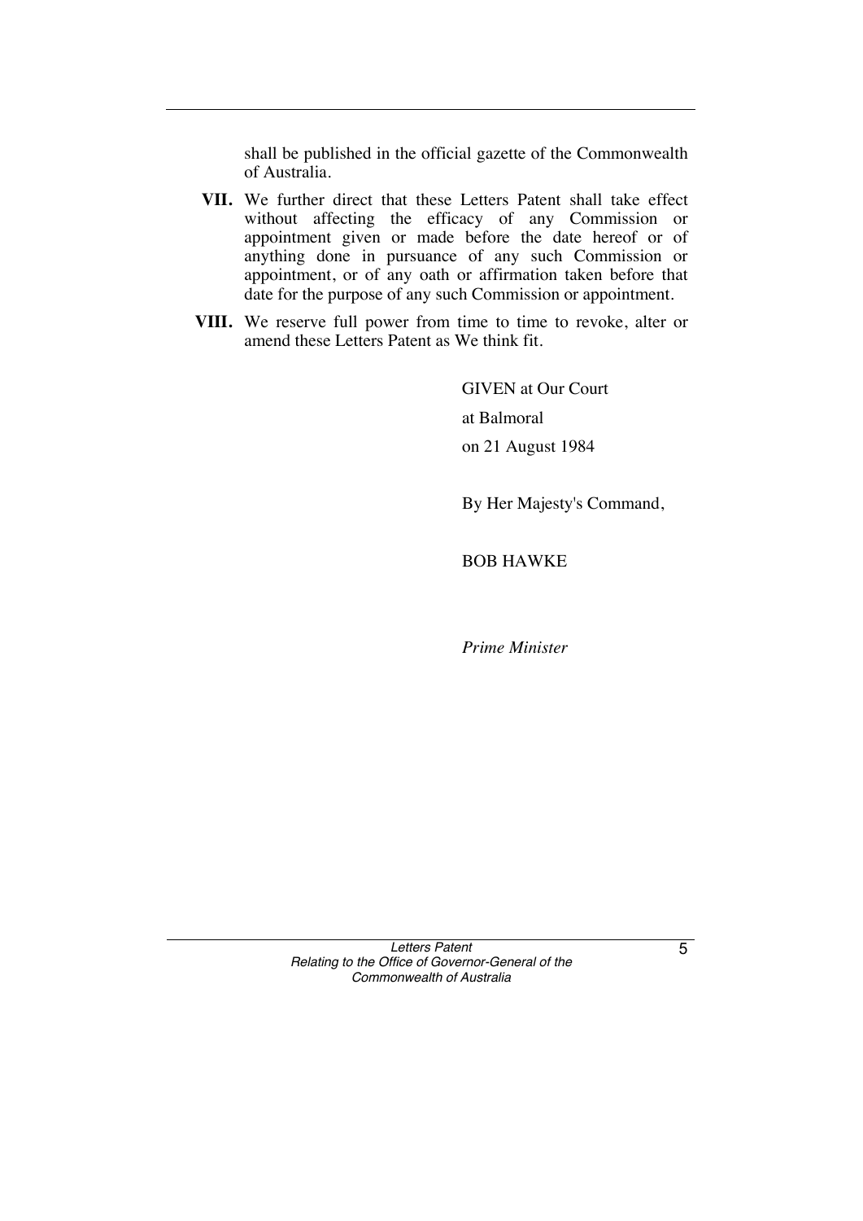shall be published in the official gazette of the Commonwealth of Australia.

**VII.** We further direct that these Letters Patent shall take effect without affecting the efficacy of any Commission or appointment given or made before the date hereof or of anything done in pursuance of any such Commission or appointment, or of any oath or affirmation taken before that date for the purpose of any such Commission or appointment.

**VIII.** We reserve full power from time to time to revoke, alter or amend these Letters Patent as We think fit.

GIVEN at Our Court

at Balmoral

on 21 August 1984

By Her Majesty's Command,

BOB HAWKE

*Prime Minister*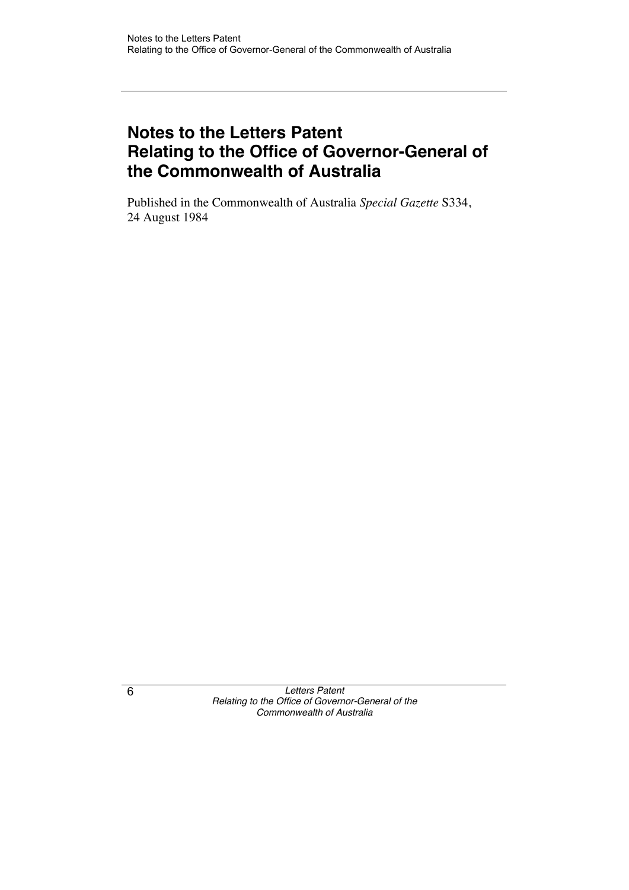# Notes to the Letters Patent Relating to the Office of Governor-General of the Commonwealth of Australia

Published in the Commonwealth of Australia *Special Gazette* S334, 24 August 1984